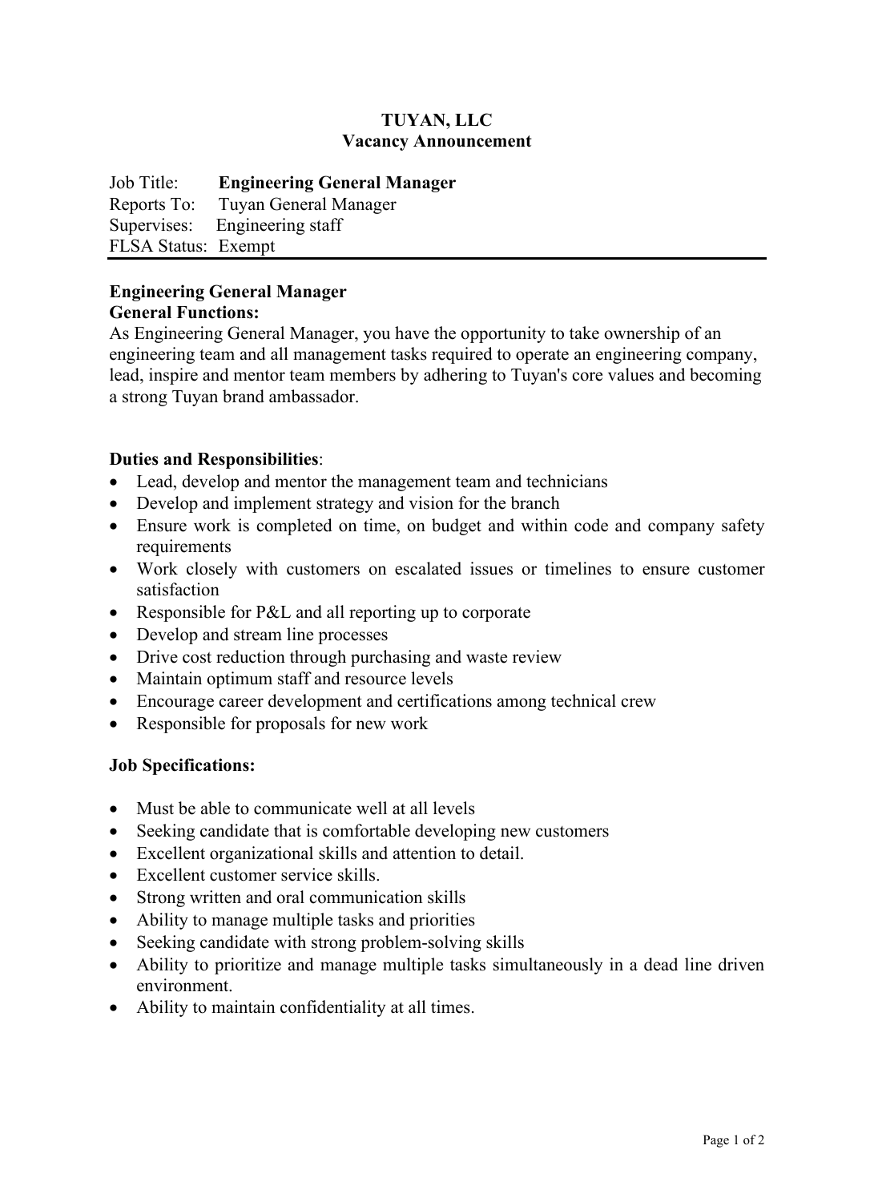**TUYAN, LLC**
**Vacancy Announcement**

Job Title: **Engineering General Manager**
Reports To: Tuyan General Manager
Supervises: Engineering staff
FLSA Status: Exempt

---

**Engineering General Manager**
**General Functions:**
As Engineering General Manager, you have the opportunity to take ownership of an engineering team and all management tasks required to operate an engineering company, lead, inspire and mentor team members by adhering to Tuyan's core values and becoming a strong Tuyan brand ambassador.

**Duties and Responsibilities**:

- Lead, develop and mentor the management team and technicians
- Develop and implement strategy and vision for the branch
- Ensure work is completed on time, on budget and within code and company safety requirements
- Work closely with customers on escalated issues or timelines to ensure customer satisfaction
- Responsible for P&L and all reporting up to corporate
- Develop and stream line processes
- Drive cost reduction through purchasing and waste review
- Maintain optimum staff and resource levels
- Encourage career development and certifications among technical crew
- Responsible for proposals for new work

**Job Specifications:**

- Must be able to communicate well at all levels
- Seeking candidate that is comfortable developing new customers
- Excellent organizational skills and attention to detail.
- Excellent customer service skills.
- Strong written and oral communication skills
- Ability to manage multiple tasks and priorities
- Seeking candidate with strong problem-solving skills
- Ability to prioritize and manage multiple tasks simultaneously in a dead line driven environment.
- Ability to maintain confidentiality at all times.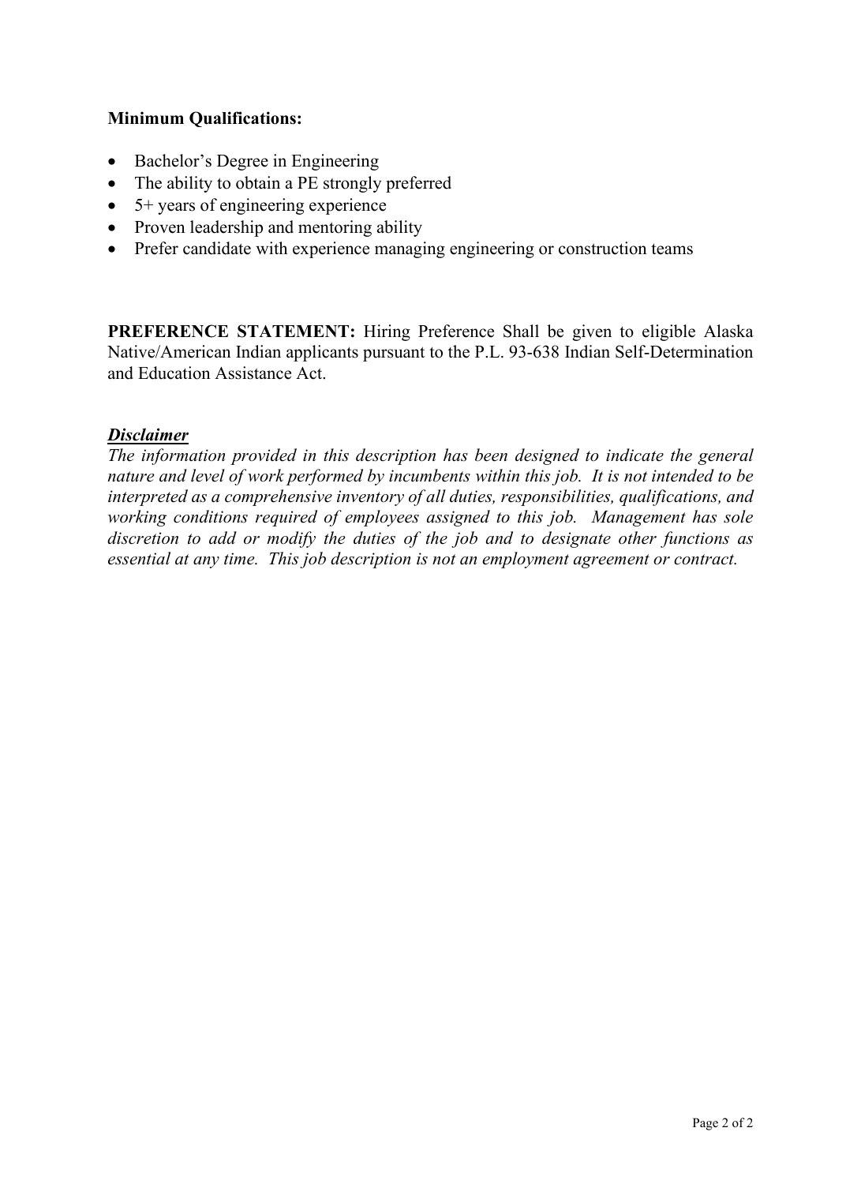**Minimum Qualifications:**

- Bachelor's Degree in Engineering
- The ability to obtain a PE strongly preferred
- 5+ years of engineering experience
- Proven leadership and mentoring ability
- Prefer candidate with experience managing engineering or construction teams

**PREFERENCE STATEMENT:** Hiring Preference Shall be given to eligible Alaska Native/American Indian applicants pursuant to the P.L. 93-638 Indian Self-Determination and Education Assistance Act.

***Disclaimer***

*The information provided in this description has been designed to indicate the general nature and level of work performed by incumbents within this job. It is not intended to be interpreted as a comprehensive inventory of all duties, responsibilities, qualifications, and working conditions required of employees assigned to this job. Management has sole discretion to add or modify the duties of the job and to designate other functions as essential at any time. This job description is not an employment agreement or contract.*